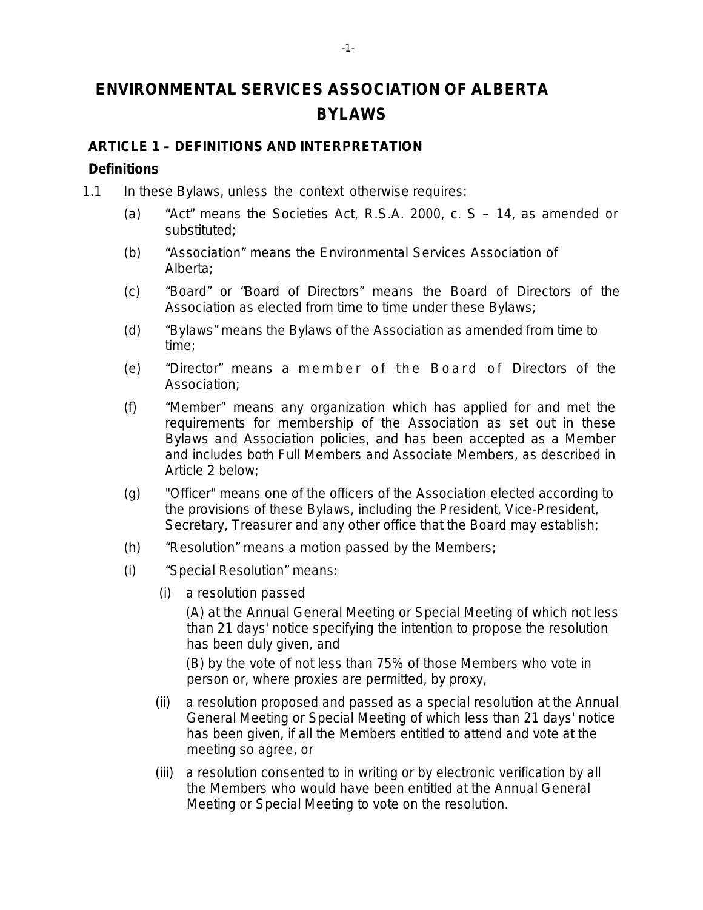# ENVIRONMENTAL SERVICES ASSOCIATION OF ALBERTA BYLAWS

## ARTICLE 1 – DEFINITIONS AND INTERPRETATION

### Definitions

1.1 In these Bylaws, unless the context otherwise requires:

(a) "Act" means the Societies Act, R.S.A. 2000, c. S – 14, as amended or substituted;

(b) "Association" means the Environmental Services Association of Alberta;

(c) "Board" or "Board of Directors" means the Board of Directors of the Association as elected from time to time under these Bylaws;

(d) "Bylaws" means the Bylaws of the Association as amended from time to time;

(e) "Director" means a member of the Board of Directors of the Association;

(f) "Member" means any organization which has applied for and met the requirements for membership of the Association as set out in these Bylaws and Association policies, and has been accepted as a Member and includes both Full Members and Associate Members, as described in Article 2 below;

(g) "Officer" means one of the officers of the Association elected according to the provisions of these Bylaws, including the President, Vice-President, Secretary, Treasurer and any other office that the Board may establish;

(h) "Resolution" means a motion passed by the Members;

(i) "Special Resolution" means:

(i) a resolution passed

(A) at the Annual General Meeting or Special Meeting of which not less than 21 days' notice specifying the intention to propose the resolution has been duly given, and

(B) by the vote of not less than 75% of those Members who vote in person or, where proxies are permitted, by proxy,

(ii) a resolution proposed and passed as a special resolution at the Annual General Meeting or Special Meeting of which less than 21 days' notice has been given, if all the Members entitled to attend and vote at the meeting so agree, or

(iii) a resolution consented to in writing or by electronic verification by all the Members who would have been entitled at the Annual General Meeting or Special Meeting to vote on the resolution.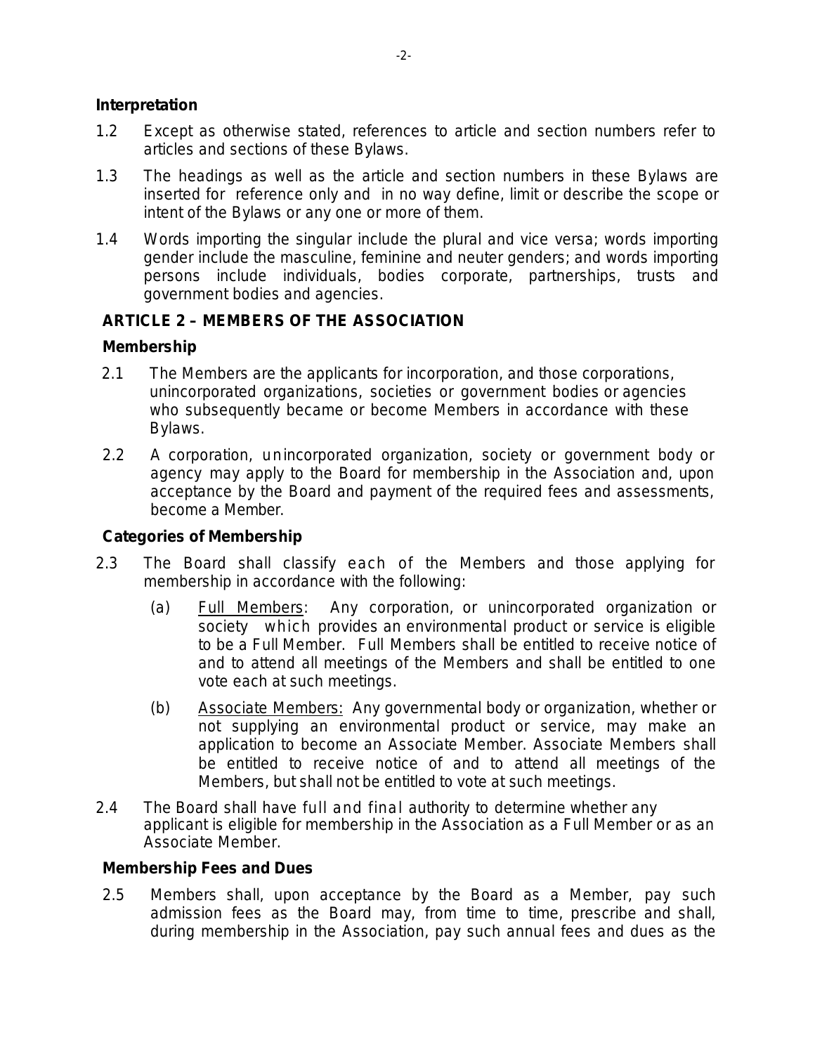**Interpretation**

1.2 Except as otherwise stated, references to article and section numbers refer to articles and sections of these Bylaws.

1.3 The headings as well as the article and section numbers in these Bylaws are inserted for reference only and in no way define, limit or describe the scope or intent of the Bylaws or any one or more of them.

1.4 Words importing the singular include the plural and vice versa; words importing gender include the masculine, feminine and neuter genders; and words importing persons include individuals, bodies corporate, partnerships, trusts and government bodies and agencies.

## ARTICLE 2 – MEMBERS OF THE ASSOCIATION

**Membership**

2.1 The Members are the applicants for incorporation, and those corporations, unincorporated organizations, societies or government bodies or agencies who subsequently became or become Members in accordance with these Bylaws.

2.2 A corporation, unincorporated organization, society or government body or agency may apply to the Board for membership in the Association and, upon acceptance by the Board and payment of the required fees and assessments, become a Member.

**Categories of Membership**

2.3 The Board shall classify each of the Members and those applying for membership in accordance with the following:

(a) Full Members: Any corporation, or unincorporated organization or society which provides an environmental product or service is eligible to be a Full Member. Full Members shall be entitled to receive notice of and to attend all meetings of the Members and shall be entitled to one vote each at such meetings.

(b) Associate Members: Any governmental body or organization, whether or not supplying an environmental product or service, may make an application to become an Associate Member. Associate Members shall be entitled to receive notice of and to attend all meetings of the Members, but shall not be entitled to vote at such meetings.

2.4 The Board shall have full and final authority to determine whether any applicant is eligible for membership in the Association as a Full Member or as an Associate Member.

**Membership Fees and Dues**

2.5 Members shall, upon acceptance by the Board as a Member, pay such admission fees as the Board may, from time to time, prescribe and shall, during membership in the Association, pay such annual fees and dues as the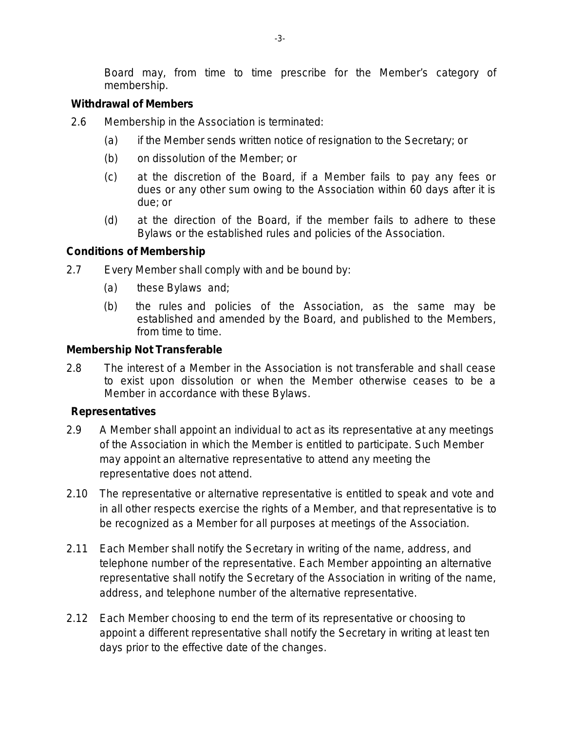Board may, from time to time prescribe for the Member's category of membership.

**Withdrawal of Members**

2.6 Membership in the Association is terminated:

(a) if the Member sends written notice of resignation to the Secretary; or

(b) on dissolution of the Member; or

(c) at the discretion of the Board, if a Member fails to pay any fees or dues or any other sum owing to the Association within 60 days after it is due; or

(d) at the direction of the Board, if the member fails to adhere to these Bylaws or the established rules and policies of the Association.

**Conditions of Membership**

2.7 Every Member shall comply with and be bound by:

(a) these Bylaws and;

(b) the rules and policies of the Association, as the same may be established and amended by the Board, and published to the Members, from time to time.

**Membership Not Transferable**

2.8 The interest of a Member in the Association is not transferable and shall cease to exist upon dissolution or when the Member otherwise ceases to be a Member in accordance with these Bylaws.

**Representatives**

2.9 A Member shall appoint an individual to act as its representative at any meetings of the Association in which the Member is entitled to participate. Such Member may appoint an alternative representative to attend any meeting the representative does not attend.

2.10 The representative or alternative representative is entitled to speak and vote and in all other respects exercise the rights of a Member, and that representative is to be recognized as a Member for all purposes at meetings of the Association.

2.11 Each Member shall notify the Secretary in writing of the name, address, and telephone number of the representative. Each Member appointing an alternative representative shall notify the Secretary of the Association in writing of the name, address, and telephone number of the alternative representative.

2.12 Each Member choosing to end the term of its representative or choosing to appoint a different representative shall notify the Secretary in writing at least ten days prior to the effective date of the changes.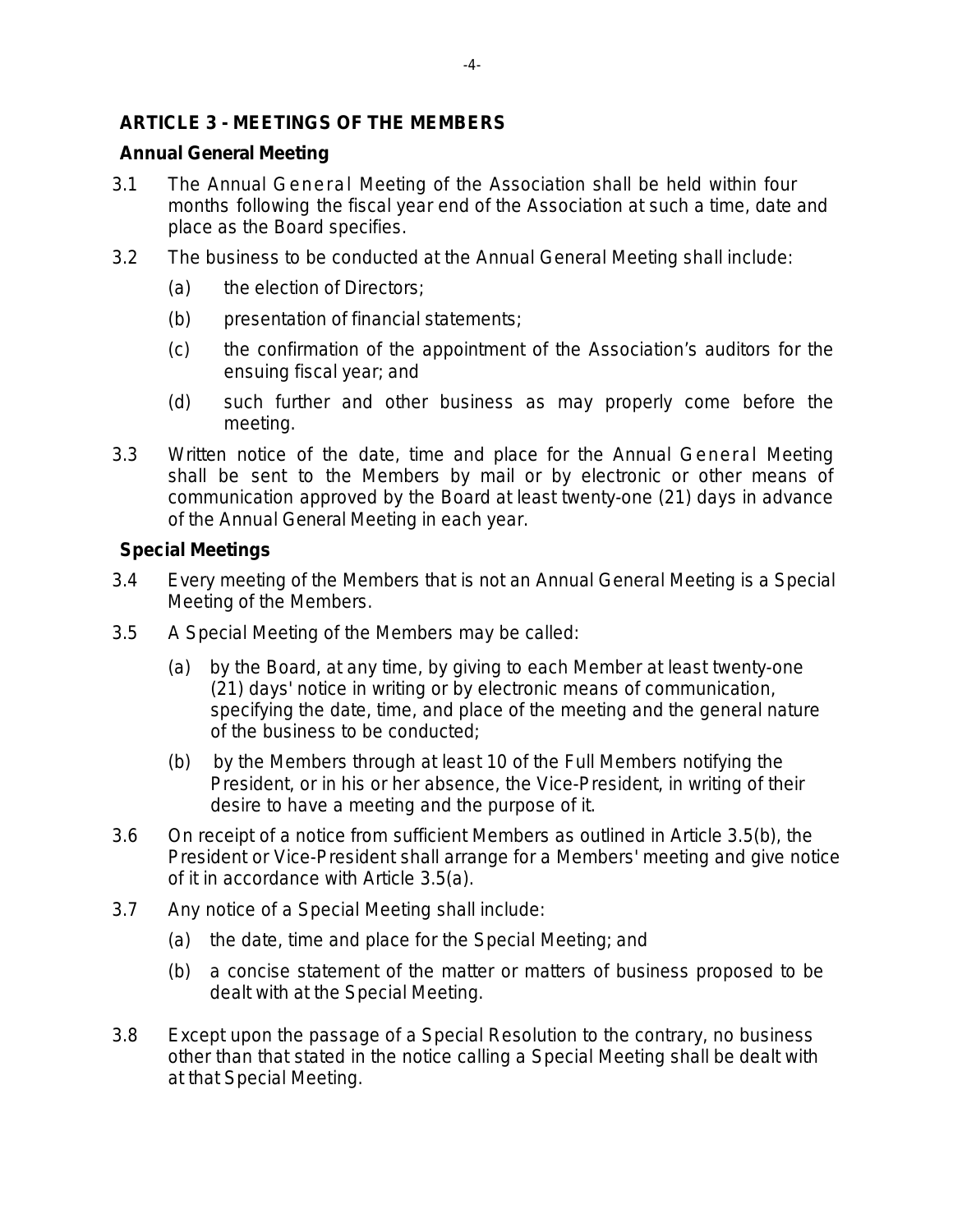## ARTICLE 3 - MEETINGS OF THE MEMBERS

### Annual General Meeting

3.1 The Annual General Meeting of the Association shall be held within four months following the fiscal year end of the Association at such a time, date and place as the Board specifies.

3.2 The business to be conducted at the Annual General Meeting shall include:

(a) the election of Directors;

(b) presentation of financial statements;

(c) the confirmation of the appointment of the Association's auditors for the ensuing fiscal year; and

(d) such further and other business as may properly come before the meeting.

3.3 Written notice of the date, time and place for the Annual General Meeting shall be sent to the Members by mail or by electronic or other means of communication approved by the Board at least twenty-one (21) days in advance of the Annual General Meeting in each year.

### Special Meetings

3.4 Every meeting of the Members that is not an Annual General Meeting is a Special Meeting of the Members.

3.5 A Special Meeting of the Members may be called:

(a) by the Board, at any time, by giving to each Member at least twenty-one (21) days' notice in writing or by electronic means of communication, specifying the date, time, and place of the meeting and the general nature of the business to be conducted;

(b) by the Members through at least 10 of the Full Members notifying the President, or in his or her absence, the Vice-President, in writing of their desire to have a meeting and the purpose of it.

3.6 On receipt of a notice from sufficient Members as outlined in Article 3.5(b), the President or Vice-President shall arrange for a Members' meeting and give notice of it in accordance with Article 3.5(a).

3.7 Any notice of a Special Meeting shall include:

(a) the date, time and place for the Special Meeting; and

(b) a concise statement of the matter or matters of business proposed to be dealt with at the Special Meeting.

3.8 Except upon the passage of a Special Resolution to the contrary, no business other than that stated in the notice calling a Special Meeting shall be dealt with at that Special Meeting.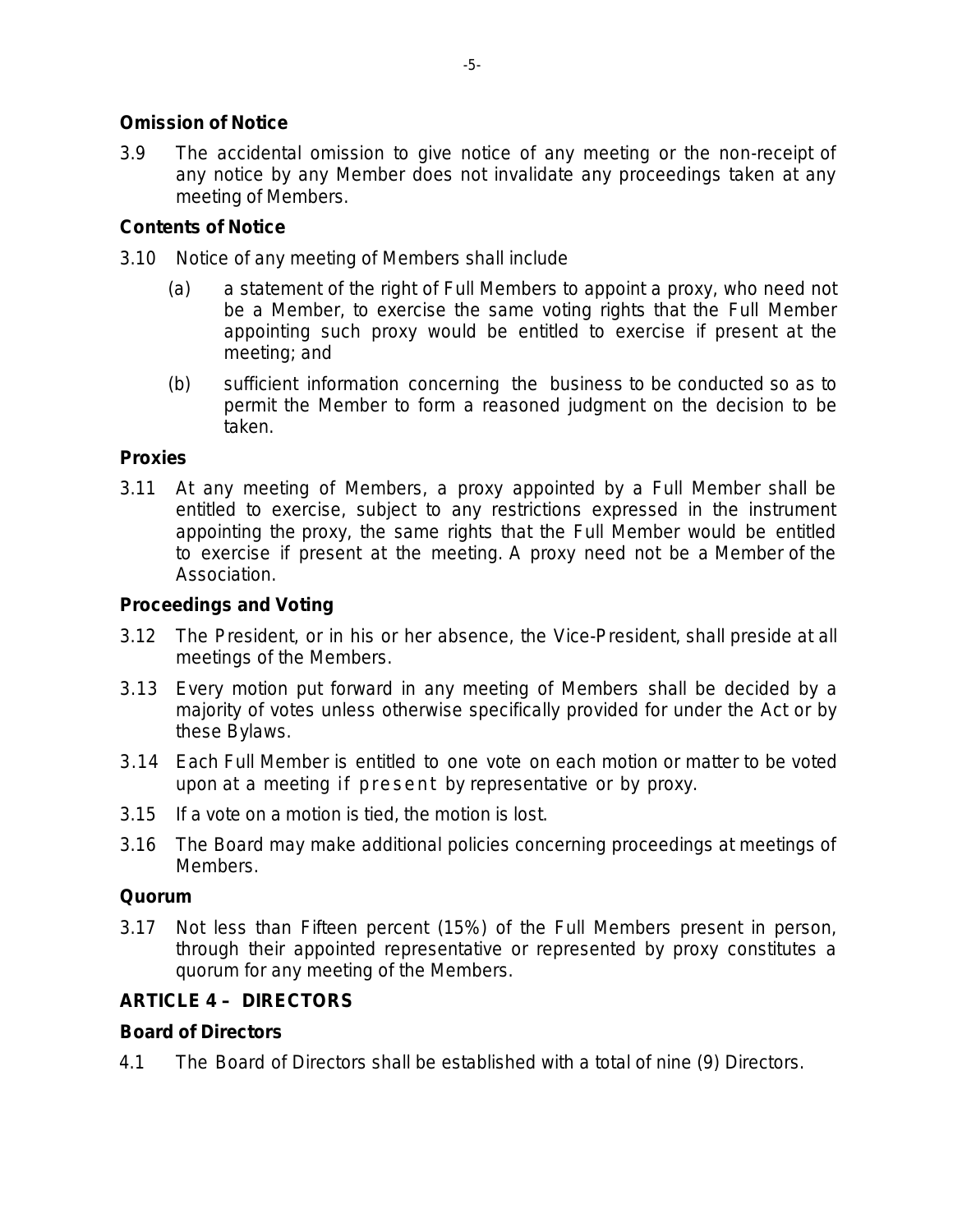**Omission of Notice**

3.9 The accidental omission to give notice of any meeting or the non-receipt of any notice by any Member does not invalidate any proceedings taken at any meeting of Members.

**Contents of Notice**

3.10 Notice of any meeting of Members shall include

(a) a statement of the right of Full Members to appoint a proxy, who need not be a Member, to exercise the same voting rights that the Full Member appointing such proxy would be entitled to exercise if present at the meeting; and

(b) sufficient information concerning the business to be conducted so as to permit the Member to form a reasoned judgment on the decision to be taken.

**Proxies**

3.11 At any meeting of Members, a proxy appointed by a Full Member shall be entitled to exercise, subject to any restrictions expressed in the instrument appointing the proxy, the same rights that the Full Member would be entitled to exercise if present at the meeting. A proxy need not be a Member of the Association.

**Proceedings and Voting**

3.12 The President, or in his or her absence, the Vice-President, shall preside at all meetings of the Members.

3.13 Every motion put forward in any meeting of Members shall be decided by a majority of votes unless otherwise specifically provided for under the Act or by these Bylaws.

3.14 Each Full Member is entitled to one vote on each motion or matter to be voted upon at a meeting if present by representative or by proxy.

3.15 If a vote on a motion is tied, the motion is lost.

3.16 The Board may make additional policies concerning proceedings at meetings of Members.

**Quorum**

3.17 Not less than Fifteen percent (15%) of the Full Members present in person, through their appointed representative or represented by proxy constitutes a quorum for any meeting of the Members.

**ARTICLE 4 – DIRECTORS**

**Board of Directors**

4.1 The Board of Directors shall be established with a total of nine (9) Directors.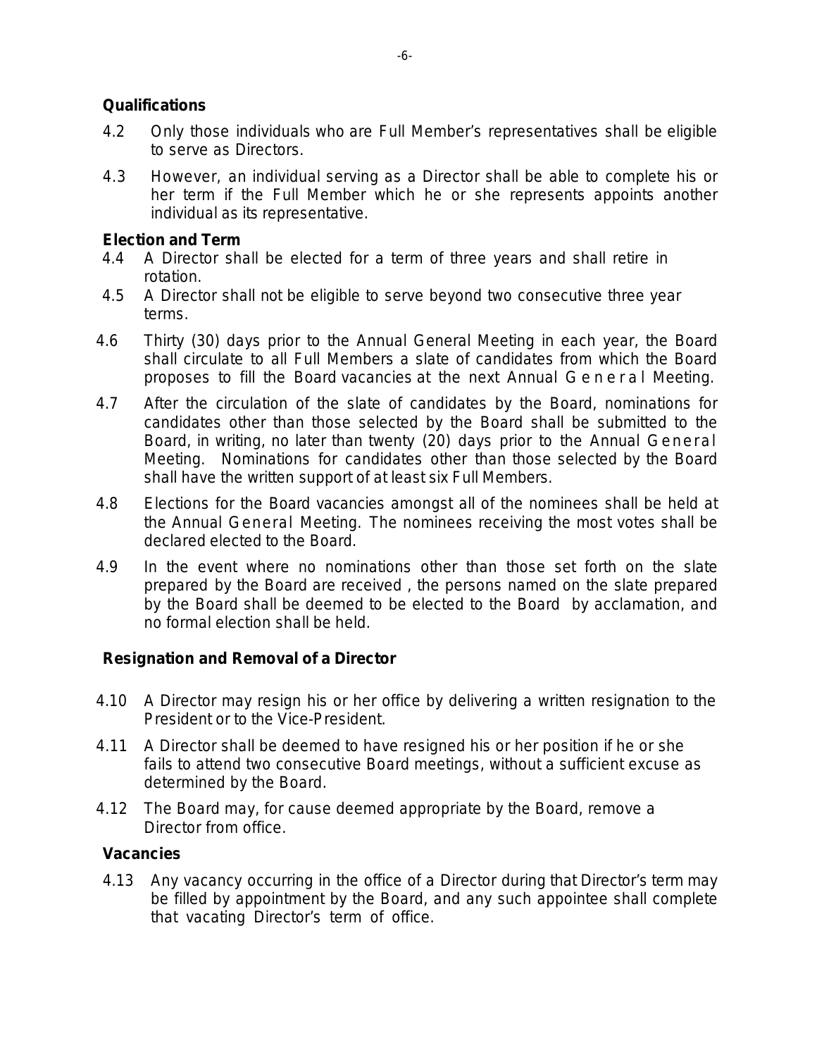**Qualifications**

4.2 Only those individuals who are Full Member's representatives shall be eligible to serve as Directors.

4.3 However, an individual serving as a Director shall be able to complete his or her term if the Full Member which he or she represents appoints another individual as its representative.

**Election and Term**

4.4 A Director shall be elected for a term of three years and shall retire in rotation.

4.5 A Director shall not be eligible to serve beyond two consecutive three year terms.

4.6 Thirty (30) days prior to the Annual General Meeting in each year, the Board shall circulate to all Full Members a slate of candidates from which the Board proposes to fill the Board vacancies at the next Annual General Meeting.

4.7 After the circulation of the slate of candidates by the Board, nominations for candidates other than those selected by the Board shall be submitted to the Board, in writing, no later than twenty (20) days prior to the Annual General Meeting. Nominations for candidates other than those selected by the Board shall have the written support of at least six Full Members.

4.8 Elections for the Board vacancies amongst all of the nominees shall be held at the Annual General Meeting. The nominees receiving the most votes shall be declared elected to the Board.

4.9 In the event where no nominations other than those set forth on the slate prepared by the Board are received , the persons named on the slate prepared by the Board shall be deemed to be elected to the Board by acclamation, and no formal election shall be held.

**Resignation and Removal of a Director**

4.10 A Director may resign his or her office by delivering a written resignation to the President or to the Vice-President.

4.11 A Director shall be deemed to have resigned his or her position if he or she fails to attend two consecutive Board meetings, without a sufficient excuse as determined by the Board.

4.12 The Board may, for cause deemed appropriate by the Board, remove a Director from office.

**Vacancies**

4.13 Any vacancy occurring in the office of a Director during that Director's term may be filled by appointment by the Board, and any such appointee shall complete that vacating Director's term of office.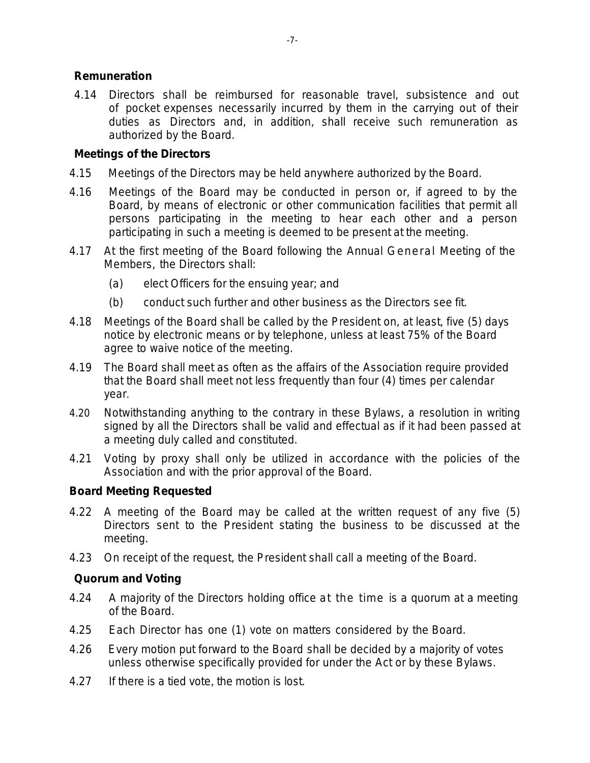**Remuneration**

4.14 Directors shall be reimbursed for reasonable travel, subsistence and out of pocket expenses necessarily incurred by them in the carrying out of their duties as Directors and, in addition, shall receive such remuneration as authorized by the Board.

**Meetings of the Directors**

4.15 Meetings of the Directors may be held anywhere authorized by the Board.

4.16 Meetings of the Board may be conducted in person or, if agreed to by the Board, by means of electronic or other communication facilities that permit all persons participating in the meeting to hear each other and a person participating in such a meeting is deemed to be present at the meeting.

4.17 At the first meeting of the Board following the Annual General Meeting of the Members, the Directors shall:

(a) elect Officers for the ensuing year; and

(b) conduct such further and other business as the Directors see fit.

4.18 Meetings of the Board shall be called by the President on, at least, five (5) days notice by electronic means or by telephone, unless at least 75% of the Board agree to waive notice of the meeting.

4.19 The Board shall meet as often as the affairs of the Association require provided that the Board shall meet not less frequently than four (4) times per calendar year.

4.20 Notwithstanding anything to the contrary in these Bylaws, a resolution in writing signed by all the Directors shall be valid and effectual as if it had been passed at a meeting duly called and constituted.

4.21 Voting by proxy shall only be utilized in accordance with the policies of the Association and with the prior approval of the Board.

**Board Meeting Requested**

4.22 A meeting of the Board may be called at the written request of any five (5) Directors sent to the President stating the business to be discussed at the meeting.

4.23 On receipt of the request, the President shall call a meeting of the Board.

**Quorum and Voting**

4.24 A majority of the Directors holding office at the time is a quorum at a meeting of the Board.

4.25 Each Director has one (1) vote on matters considered by the Board.

4.26 Every motion put forward to the Board shall be decided by a majority of votes unless otherwise specifically provided for under the Act or by these Bylaws.

4.27 If there is a tied vote, the motion is lost.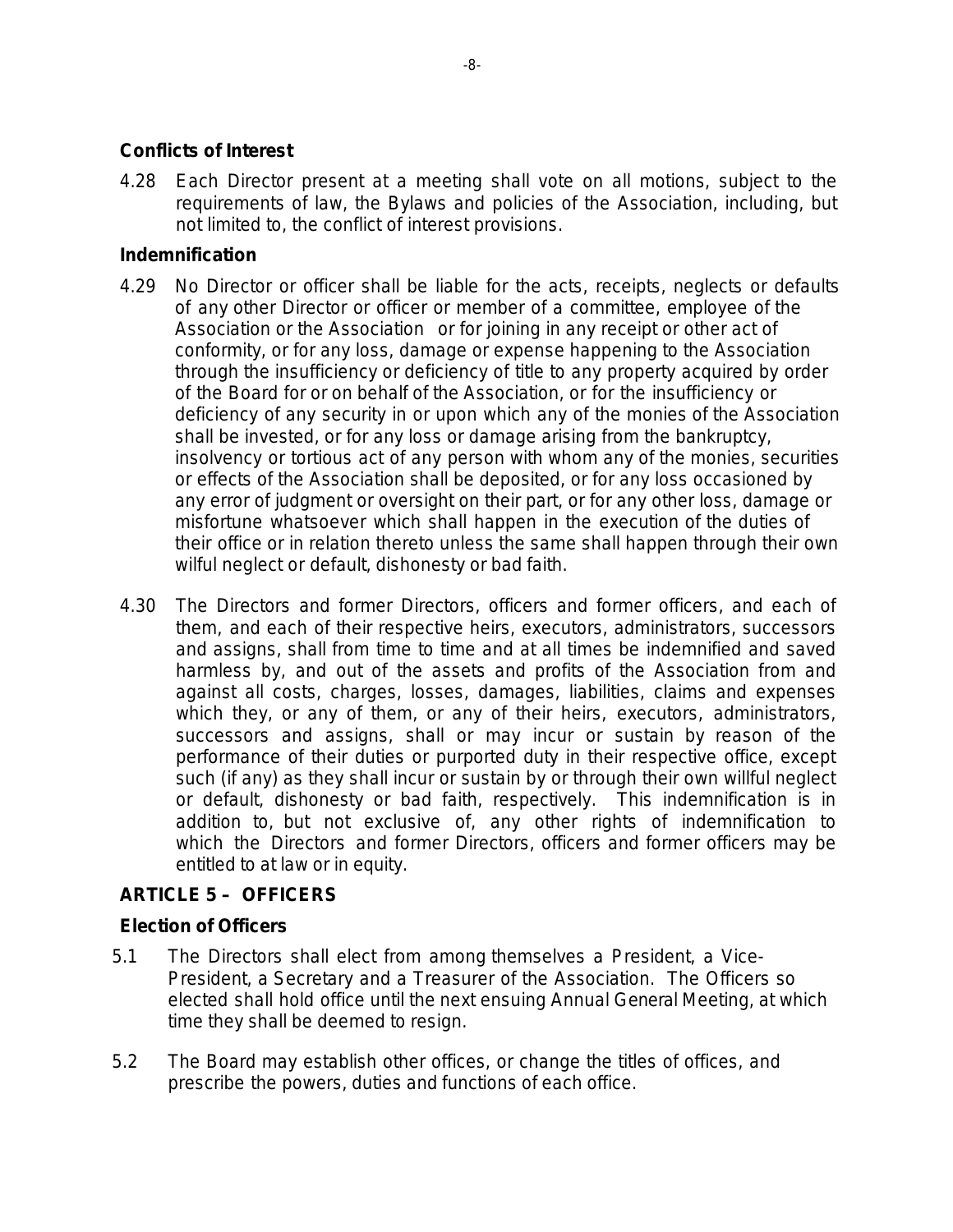**Conflicts of Interest**

4.28 Each Director present at a meeting shall vote on all motions, subject to the requirements of law, the Bylaws and policies of the Association, including, but not limited to, the conflict of interest provisions.

**Indemnification**

4.29 No Director or officer shall be liable for the acts, receipts, neglects or defaults of any other Director or officer or member of a committee, employee of the Association or the Association or for joining in any receipt or other act of conformity, or for any loss, damage or expense happening to the Association through the insufficiency or deficiency of title to any property acquired by order of the Board for or on behalf of the Association, or for the insufficiency or deficiency of any security in or upon which any of the monies of the Association shall be invested, or for any loss or damage arising from the bankruptcy, insolvency or tortious act of any person with whom any of the monies, securities or effects of the Association shall be deposited, or for any loss occasioned by any error of judgment or oversight on their part, or for any other loss, damage or misfortune whatsoever which shall happen in the execution of the duties of their office or in relation thereto unless the same shall happen through their own wilful neglect or default, dishonesty or bad faith.

4.30 The Directors and former Directors, officers and former officers, and each of them, and each of their respective heirs, executors, administrators, successors and assigns, shall from time to time and at all times be indemnified and saved harmless by, and out of the assets and profits of the Association from and against all costs, charges, losses, damages, liabilities, claims and expenses which they, or any of them, or any of their heirs, executors, administrators, successors and assigns, shall or may incur or sustain by reason of the performance of their duties or purported duty in their respective office, except such (if any) as they shall incur or sustain by or through their own willful neglect or default, dishonesty or bad faith, respectively. This indemnification is in addition to, but not exclusive of, any other rights of indemnification to which the Directors and former Directors, officers and former officers may be entitled to at law or in equity.

## ARTICLE 5 – OFFICERS

**Election of Officers**

5.1 The Directors shall elect from among themselves a President, a Vice-President, a Secretary and a Treasurer of the Association. The Officers so elected shall hold office until the next ensuing Annual General Meeting, at which time they shall be deemed to resign.

5.2 The Board may establish other offices, or change the titles of offices, and prescribe the powers, duties and functions of each office.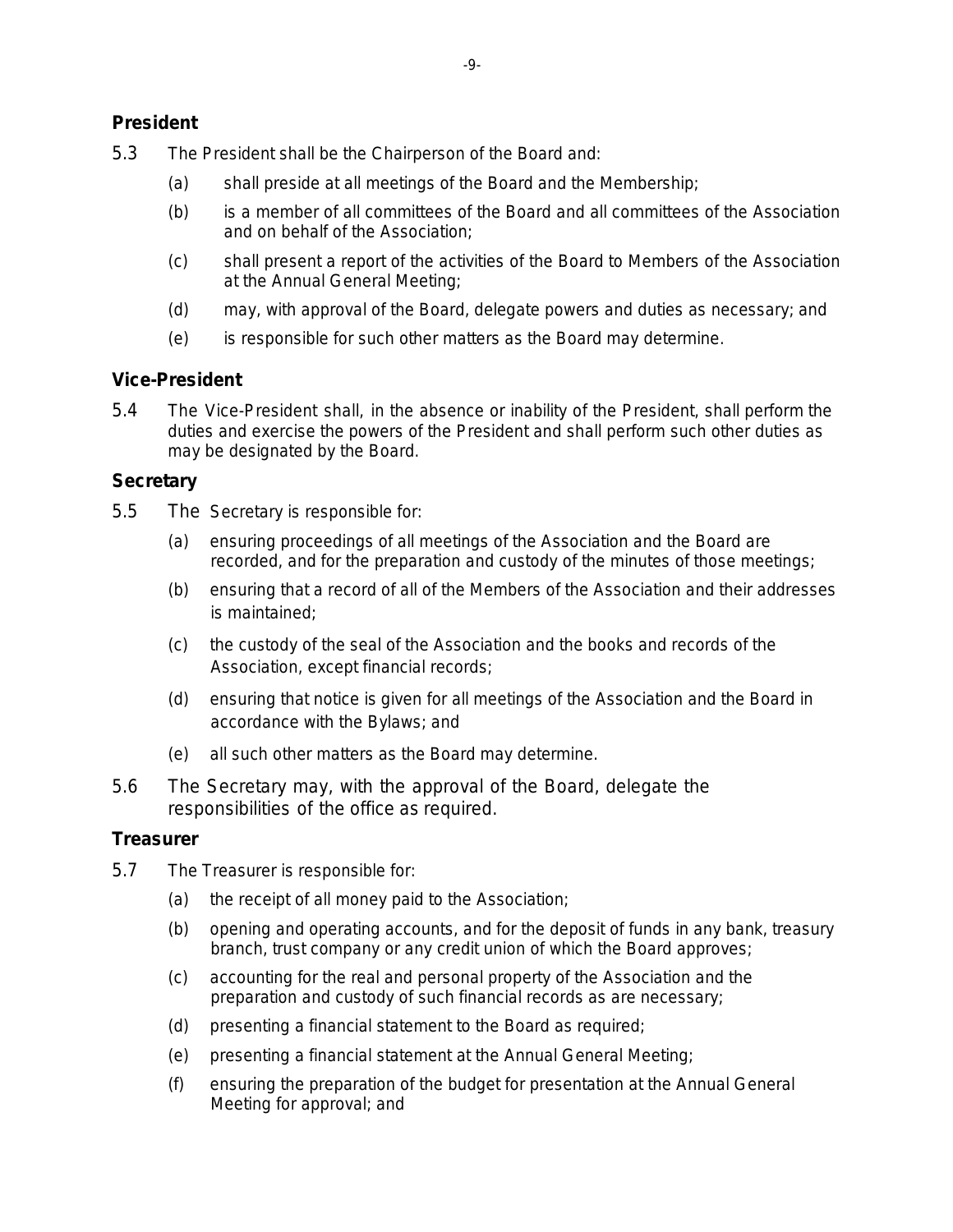## President

5.3 The President shall be the Chairperson of the Board and:

(a) shall preside at all meetings of the Board and the Membership;

(b) is a member of all committees of the Board and all committees of the Association and on behalf of the Association;

(c) shall present a report of the activities of the Board to Members of the Association at the Annual General Meeting;

(d) may, with approval of the Board, delegate powers and duties as necessary; and

(e) is responsible for such other matters as the Board may determine.

## Vice-President

5.4 The Vice-President shall, in the absence or inability of the President, shall perform the duties and exercise the powers of the President and shall perform such other duties as may be designated by the Board.

## Secretary

5.5 The Secretary is responsible for:

(a) ensuring proceedings of all meetings of the Association and the Board are recorded, and for the preparation and custody of the minutes of those meetings;

(b) ensuring that a record of all of the Members of the Association and their addresses is maintained;

(c) the custody of the seal of the Association and the books and records of the Association, except financial records;

(d) ensuring that notice is given for all meetings of the Association and the Board in accordance with the Bylaws; and

(e) all such other matters as the Board may determine.

5.6 The Secretary may, with the approval of the Board, delegate the responsibilities of the office as required.

## Treasurer

5.7 The Treasurer is responsible for:

(a) the receipt of all money paid to the Association;

(b) opening and operating accounts, and for the deposit of funds in any bank, treasury branch, trust company or any credit union of which the Board approves;

(c) accounting for the real and personal property of the Association and the preparation and custody of such financial records as are necessary;

(d) presenting a financial statement to the Board as required;

(e) presenting a financial statement at the Annual General Meeting;

(f) ensuring the preparation of the budget for presentation at the Annual General Meeting for approval; and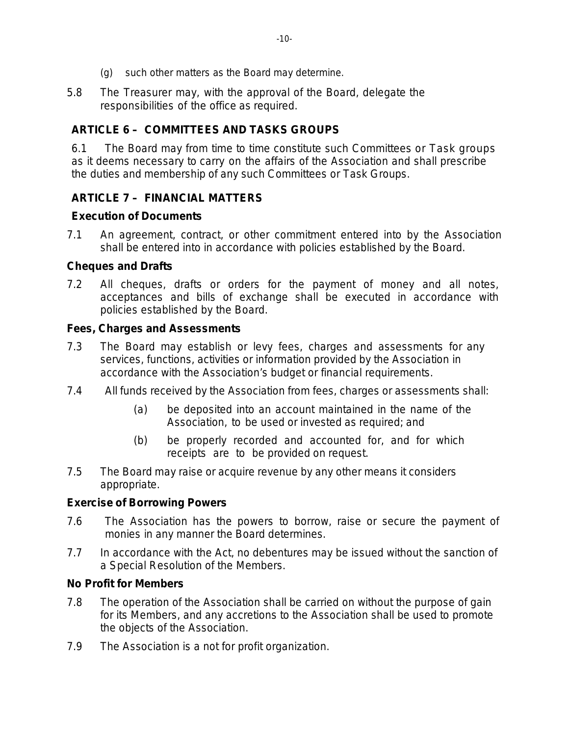(g) such other matters as the Board may determine.

5.8 The Treasurer may, with the approval of the Board, delegate the responsibilities of the office as required.

## ARTICLE 6 – COMMITTEES AND TASKS GROUPS

6.1 The Board may from time to time constitute such Committees or Task groups as it deems necessary to carry on the affairs of the Association and shall prescribe the duties and membership of any such Committees or Task Groups.

## ARTICLE 7 – FINANCIAL MATTERS

**Execution of Documents**

7.1 An agreement, contract, or other commitment entered into by the Association shall be entered into in accordance with policies established by the Board.

**Cheques and Drafts**

7.2 All cheques, drafts or orders for the payment of money and all notes, acceptances and bills of exchange shall be executed in accordance with policies established by the Board.

**Fees, Charges and Assessments**

7.3 The Board may establish or levy fees, charges and assessments for any services, functions, activities or information provided by the Association in accordance with the Association's budget or financial requirements.

7.4 All funds received by the Association from fees, charges or assessments shall:

(a) be deposited into an account maintained in the name of the Association, to be used or invested as required; and

(b) be properly recorded and accounted for, and for which receipts are to be provided on request.

7.5 The Board may raise or acquire revenue by any other means it considers appropriate.

**Exercise of Borrowing Powers**

7.6 The Association has the powers to borrow, raise or secure the payment of monies in any manner the Board determines.

7.7 In accordance with the Act, no debentures may be issued without the sanction of a Special Resolution of the Members.

**No Profit for Members**

7.8 The operation of the Association shall be carried on without the purpose of gain for its Members, and any accretions to the Association shall be used to promote the objects of the Association.

7.9 The Association is a not for profit organization.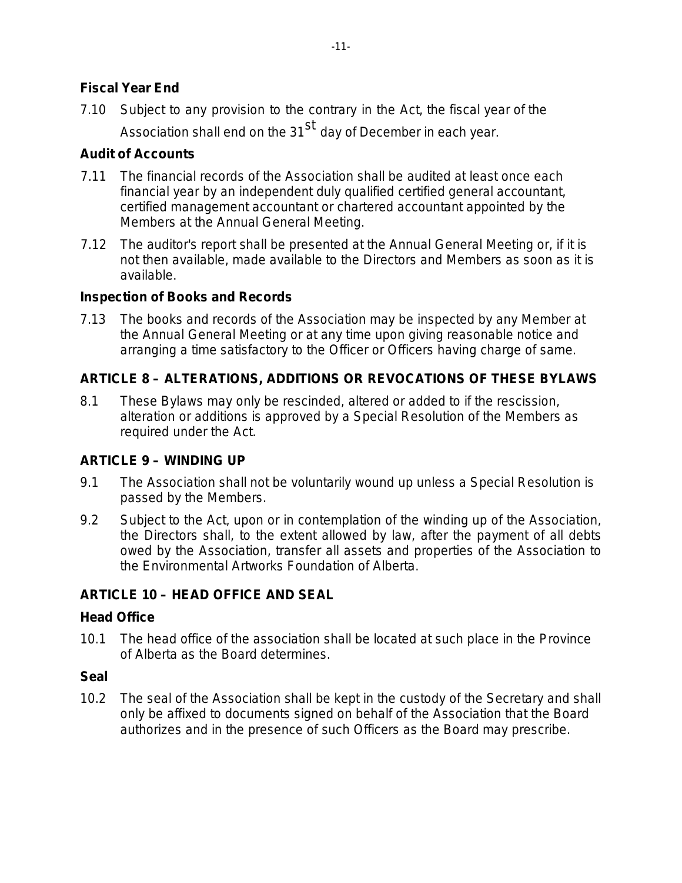**Fiscal Year End**

7.10 Subject to any provision to the contrary in the Act, the fiscal year of the Association shall end on the 31st day of December in each year.

**Audit of Accounts**

7.11 The financial records of the Association shall be audited at least once each financial year by an independent duly qualified certified general accountant, certified management accountant or chartered accountant appointed by the Members at the Annual General Meeting.

7.12 The auditor's report shall be presented at the Annual General Meeting or, if it is not then available, made available to the Directors and Members as soon as it is available.

**Inspection of Books and Records**

7.13 The books and records of the Association may be inspected by any Member at the Annual General Meeting or at any time upon giving reasonable notice and arranging a time satisfactory to the Officer or Officers having charge of same.

## ARTICLE 8 – ALTERATIONS, ADDITIONS OR REVOCATIONS OF THESE BYLAWS

8.1 These Bylaws may only be rescinded, altered or added to if the rescission, alteration or additions is approved by a Special Resolution of the Members as required under the Act.

## ARTICLE 9 – WINDING UP

9.1 The Association shall not be voluntarily wound up unless a Special Resolution is passed by the Members.

9.2 Subject to the Act, upon or in contemplation of the winding up of the Association, the Directors shall, to the extent allowed by law, after the payment of all debts owed by the Association, transfer all assets and properties of the Association to the Environmental Artworks Foundation of Alberta.

## ARTICLE 10 – HEAD OFFICE AND SEAL

**Head Office**

10.1 The head office of the association shall be located at such place in the Province of Alberta as the Board determines.

**Seal**

10.2 The seal of the Association shall be kept in the custody of the Secretary and shall only be affixed to documents signed on behalf of the Association that the Board authorizes and in the presence of such Officers as the Board may prescribe.